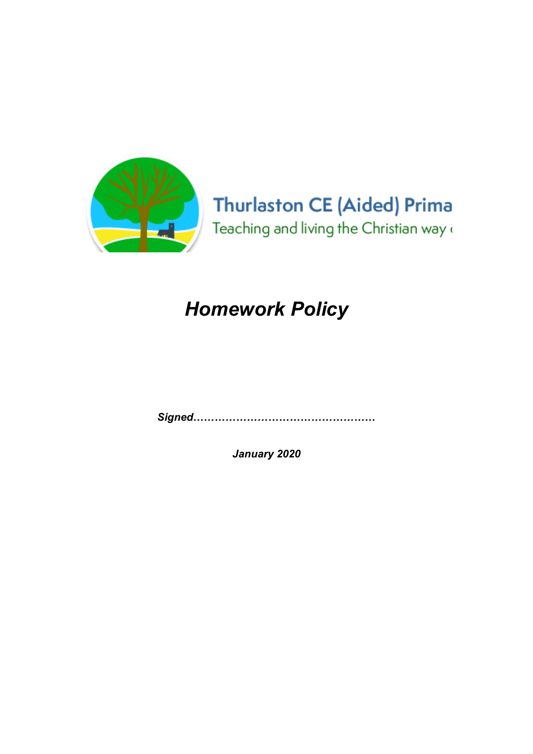Thurlaston CE (Aided) Prima

Teaching and living the Christian way (

# *Homework Policy*

***Signed……………………………………………***

***January 2020***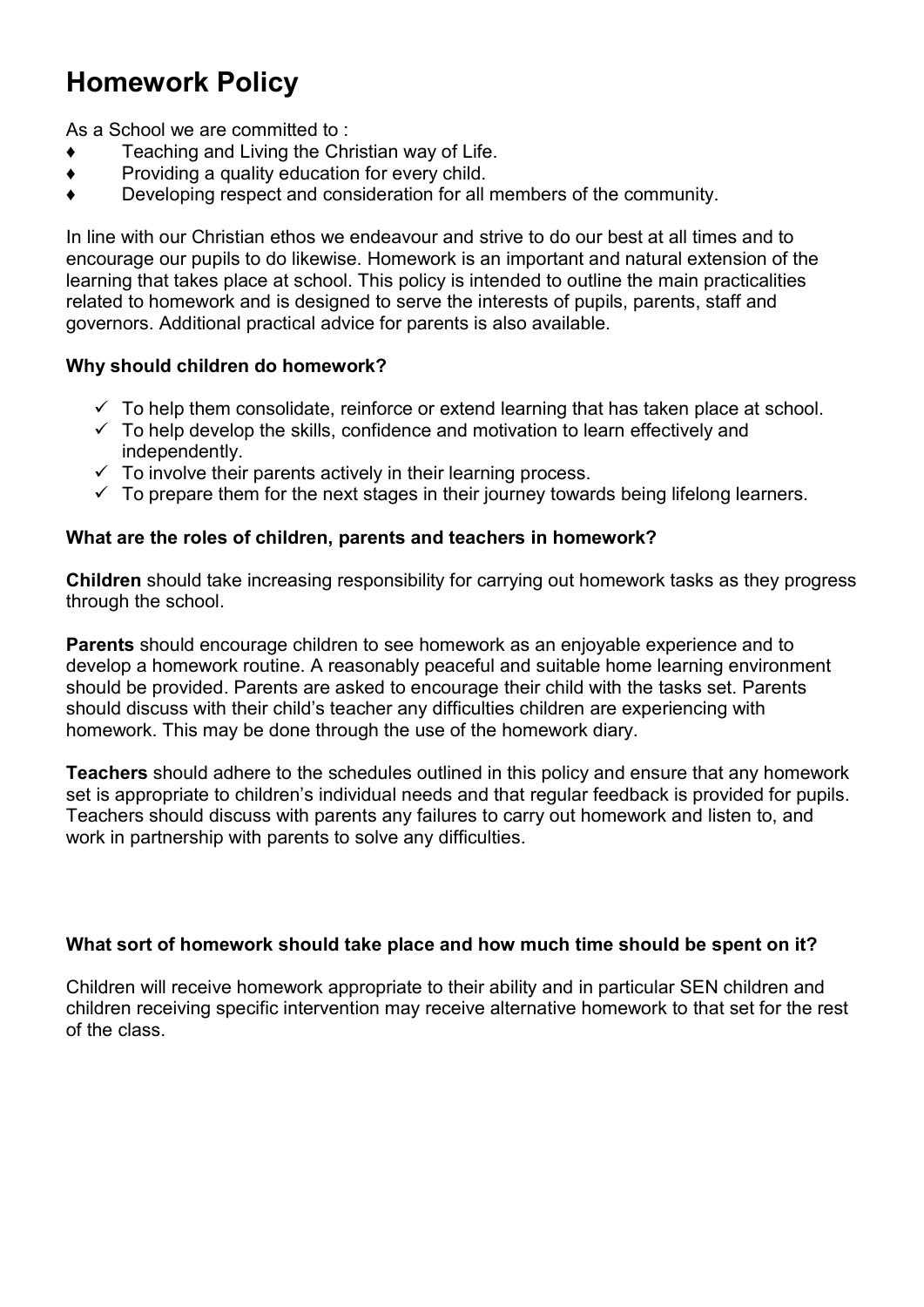# Homework Policy

As a School we are committed to :

- Teaching and Living the Christian way of Life.
- Providing a quality education for every child.
- Developing respect and consideration for all members of the community.

In line with our Christian ethos we endeavour and strive to do our best at all times and to encourage our pupils to do likewise. Homework is an important and natural extension of the learning that takes place at school. This policy is intended to outline the main practicalities related to homework and is designed to serve the interests of pupils, parents, staff and governors. Additional practical advice for parents is also available.

**Why should children do homework?**

- ✓ To help them consolidate, reinforce or extend learning that has taken place at school.
- ✓ To help develop the skills, confidence and motivation to learn effectively and independently.
- ✓ To involve their parents actively in their learning process.
- ✓ To prepare them for the next stages in their journey towards being lifelong learners.

**What are the roles of children, parents and teachers in homework?**

**Children** should take increasing responsibility for carrying out homework tasks as they progress through the school.

**Parents** should encourage children to see homework as an enjoyable experience and to develop a homework routine. A reasonably peaceful and suitable home learning environment should be provided. Parents are asked to encourage their child with the tasks set. Parents should discuss with their child's teacher any difficulties children are experiencing with homework. This may be done through the use of the homework diary.

**Teachers** should adhere to the schedules outlined in this policy and ensure that any homework set is appropriate to children's individual needs and that regular feedback is provided for pupils. Teachers should discuss with parents any failures to carry out homework and listen to, and work in partnership with parents to solve any difficulties.

**What sort of homework should take place and how much time should be spent on it?**

Children will receive homework appropriate to their ability and in particular SEN children and children receiving specific intervention may receive alternative homework to that set for the rest of the class.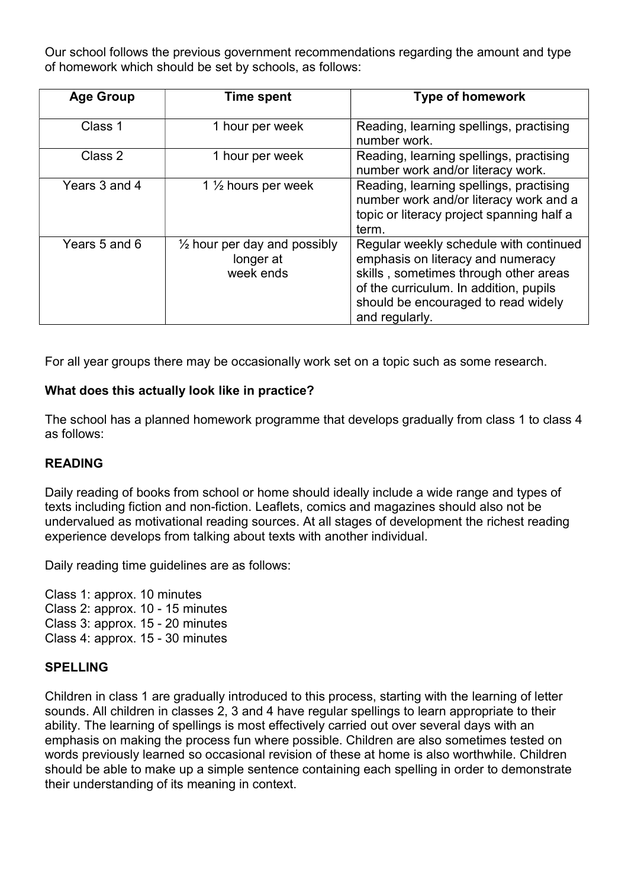Our school follows the previous government recommendations regarding the amount and type of homework which should be set by schools, as follows:

| Age Group | Time spent | Type of homework |
|---|---|---|
| Class 1 | 1 hour per week | Reading, learning spellings, practising number work. |
| Class 2 | 1 hour per week | Reading, learning spellings, practising number work and/or literacy work. |
| Years 3 and 4 | 1 ½ hours per week | Reading, learning spellings, practising number work and/or literacy work and a topic or literacy project spanning half a term. |
| Years 5 and 6 | ½ hour per day and possibly longer at week ends | Regular weekly schedule with continued emphasis on literacy and numeracy skills , sometimes through other areas of the curriculum. In addition, pupils should be encouraged to read widely and regularly. |

For all year groups there may be occasionally work set on a topic such as some research.

**What does this actually look like in practice?**

The school has a planned homework programme that develops gradually from class 1 to class 4 as follows:

**READING**

Daily reading of books from school or home should ideally include a wide range and types of texts including fiction and non-fiction. Leaflets, comics and magazines should also not be undervalued as motivational reading sources. At all stages of development the richest reading experience develops from talking about texts with another individual.

Daily reading time guidelines are as follows:

Class 1: approx. 10 minutes
Class 2: approx. 10 - 15 minutes
Class 3: approx. 15 - 20 minutes
Class 4: approx. 15 - 30 minutes

**SPELLING**

Children in class 1 are gradually introduced to this process, starting with the learning of letter sounds. All children in classes 2, 3 and 4 have regular spellings to learn appropriate to their ability. The learning of spellings is most effectively carried out over several days with an emphasis on making the process fun where possible. Children are also sometimes tested on words previously learned so occasional revision of these at home is also worthwhile. Children should be able to make up a simple sentence containing each spelling in order to demonstrate their understanding of its meaning in context.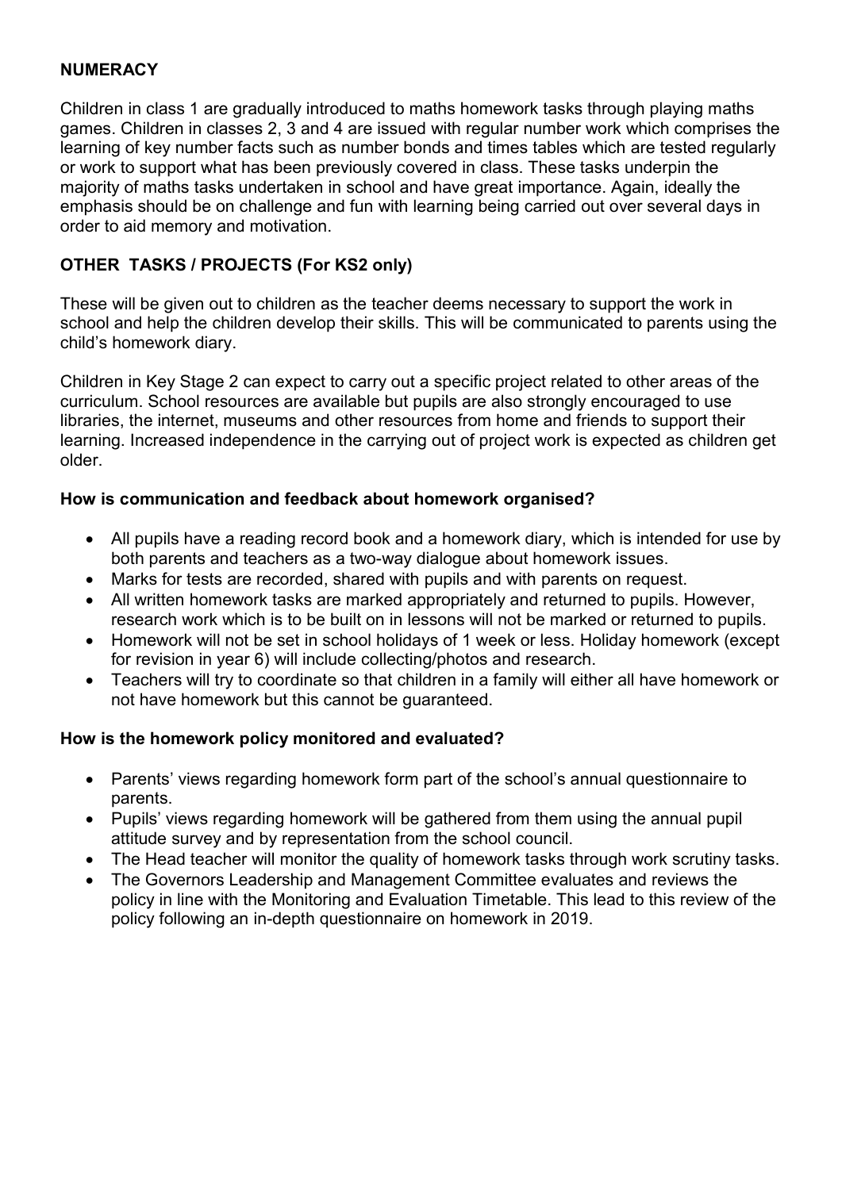## NUMERACY

Children in class 1 are gradually introduced to maths homework tasks through playing maths games. Children in classes 2, 3 and 4 are issued with regular number work which comprises the learning of key number facts such as number bonds and times tables which are tested regularly or work to support what has been previously covered in class. These tasks underpin the majority of maths tasks undertaken in school and have great importance. Again, ideally the emphasis should be on challenge and fun with learning being carried out over several days in order to aid memory and motivation.

## OTHER TASKS / PROJECTS (For KS2 only)

These will be given out to children as the teacher deems necessary to support the work in school and help the children develop their skills. This will be communicated to parents using the child's homework diary.

Children in Key Stage 2 can expect to carry out a specific project related to other areas of the curriculum. School resources are available but pupils are also strongly encouraged to use libraries, the internet, museums and other resources from home and friends to support their learning. Increased independence in the carrying out of project work is expected as children get older.

### How is communication and feedback about homework organised?

- All pupils have a reading record book and a homework diary, which is intended for use by both parents and teachers as a two-way dialogue about homework issues.
- Marks for tests are recorded, shared with pupils and with parents on request.
- All written homework tasks are marked appropriately and returned to pupils. However, research work which is to be built on in lessons will not be marked or returned to pupils.
- Homework will not be set in school holidays of 1 week or less. Holiday homework (except for revision in year 6) will include collecting/photos and research.
- Teachers will try to coordinate so that children in a family will either all have homework or not have homework but this cannot be guaranteed.

### How is the homework policy monitored and evaluated?

- Parents' views regarding homework form part of the school's annual questionnaire to parents.
- Pupils' views regarding homework will be gathered from them using the annual pupil attitude survey and by representation from the school council.
- The Head teacher will monitor the quality of homework tasks through work scrutiny tasks.
- The Governors Leadership and Management Committee evaluates and reviews the policy in line with the Monitoring and Evaluation Timetable. This lead to this review of the policy following an in-depth questionnaire on homework in 2019.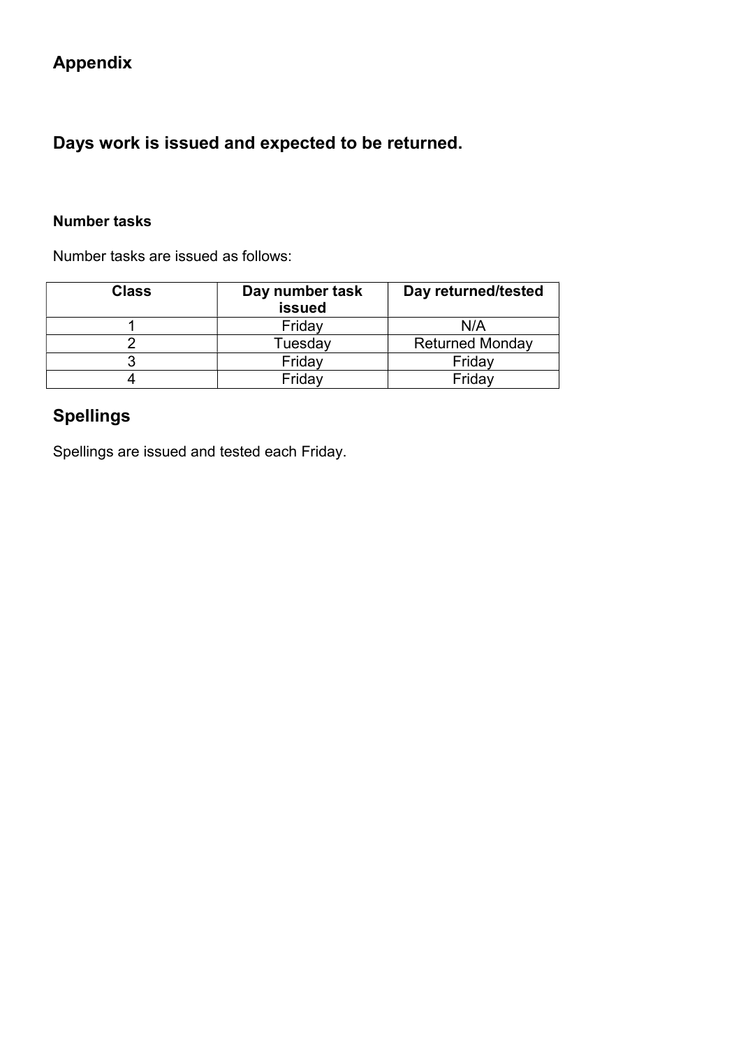## Appendix

## Days work is issued and expected to be returned.

### Number tasks

Number tasks are issued as follows:

| Class | Day number task issued | Day returned/tested |
|---|---|---|
| 1 | Friday | N/A |
| 2 | Tuesday | Returned Monday |
| 3 | Friday | Friday |
| 4 | Friday | Friday |

## Spellings

Spellings are issued and tested each Friday.